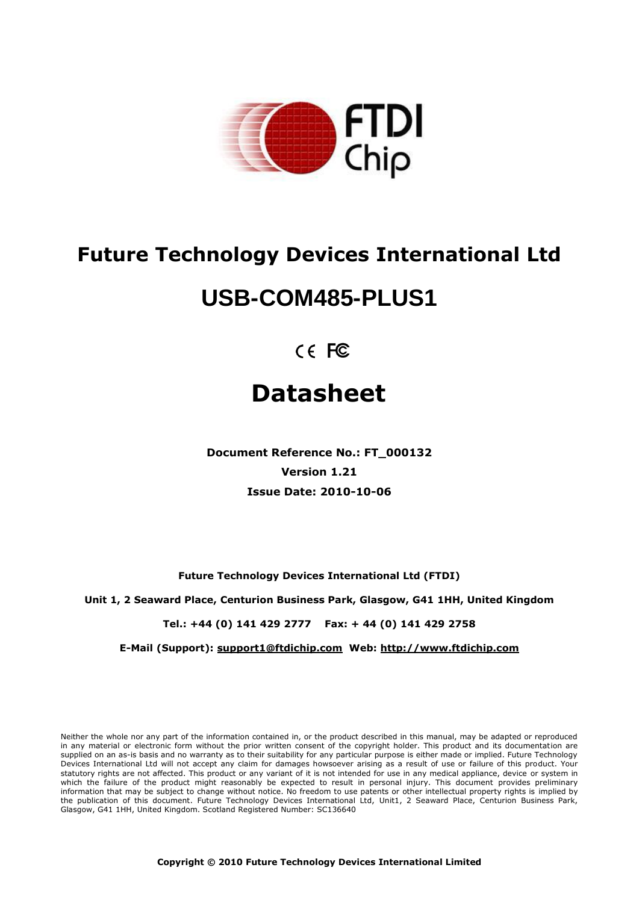# Future Technology Devices International Ltd

# USB-COM485-PLUS1

CE FC

# Datasheet

**Document Reference No.: FT_000132**

**Version 1.21**

**Issue Date: 2010-10-06**

**Future Technology Devices International Ltd (FTDI)**

**Unit 1, 2 Seaward Place, Centurion Business Park, Glasgow, G41 1HH, United Kingdom**

**Tel.: +44 (0) 141 429 2777 Fax: + 44 (0) 141 429 2758**

**E-Mail (Support): support1@ftdichip.com Web: http://www.ftdichip.com**

Neither the whole nor any part of the information contained in, or the product described in this manual, may be adapted or reproduced in any material or electronic form without the prior written consent of the copyright holder. This product and its documentation are supplied on an as-is basis and no warranty as to their suitability for any particular purpose is either made or implied. Future Technology Devices International Ltd will not accept any claim for damages howsoever arising as a result of use or failure of this product. Your statutory rights are not affected. This product or any variant of it is not intended for use in any medical appliance, device or system in which the failure of the product might reasonably be expected to result in personal injury. This document provides preliminary information that may be subject to change without notice. No freedom to use patents or other intellectual property rights is implied by the publication of this document. Future Technology Devices International Ltd, Unit1, 2 Seaward Place, Centurion Business Park, Glasgow, G41 1HH, United Kingdom. Scotland Registered Number: SC136640

**Copyright © 2010 Future Technology Devices International Limited**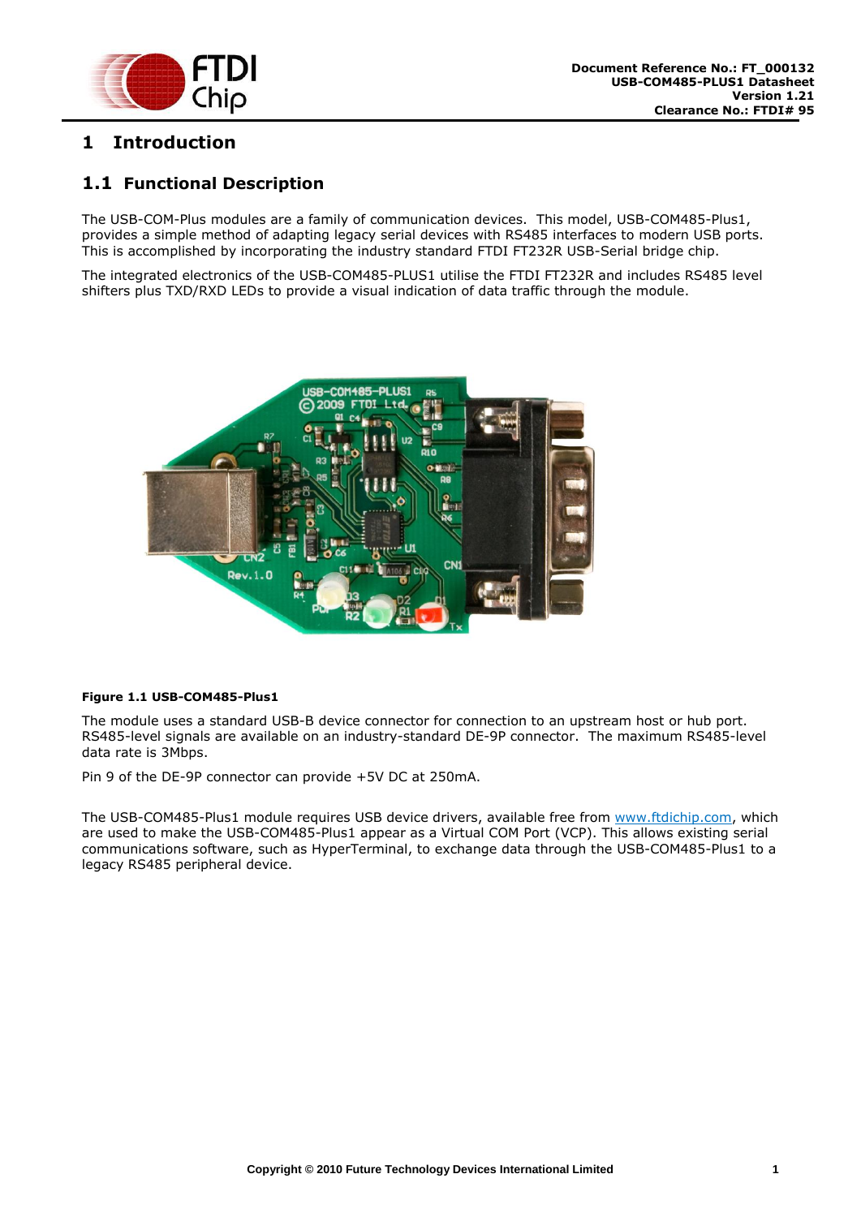# 1 Introduction

## 1.1 Functional Description

The USB-COM-Plus modules are a family of communication devices. This model, USB-COM485-Plus1, provides a simple method of adapting legacy serial devices with RS485 interfaces to modern USB ports. This is accomplished by incorporating the industry standard FTDI FT232R USB-Serial bridge chip.

The integrated electronics of the USB-COM485-PLUS1 utilise the FTDI FT232R and includes RS485 level shifters plus TXD/RXD LEDs to provide a visual indication of data traffic through the module.

**Figure 1.1 USB-COM485-Plus1**

The module uses a standard USB-B device connector for connection to an upstream host or hub port. RS485-level signals are available on an industry-standard DE-9P connector. The maximum RS485-level data rate is 3Mbps.

Pin 9 of the DE-9P connector can provide +5V DC at 250mA.

The USB-COM485-Plus1 module requires USB device drivers, available free from [www.ftdichip.com](http://www.ftdichip.com), which are used to make the USB-COM485-Plus1 appear as a Virtual COM Port (VCP). This allows existing serial communications software, such as HyperTerminal, to exchange data through the USB-COM485-Plus1 to a legacy RS485 peripheral device.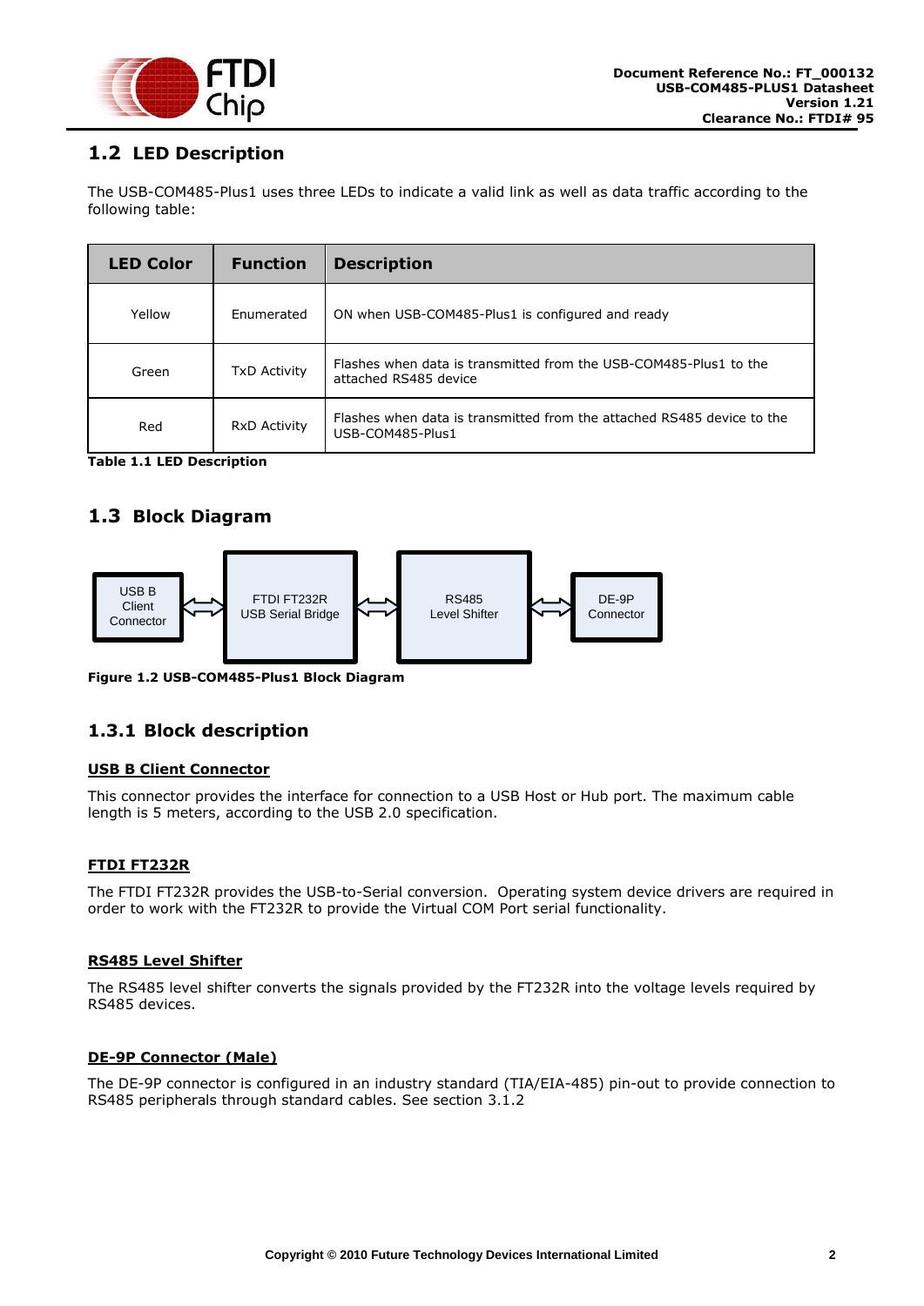## 1.2 LED Description

The USB-COM485-Plus1 uses three LEDs to indicate a valid link as well as data traffic according to the following table:

| LED Color | Function | Description |
|---|---|---|
| Yellow | Enumerated | ON when USB-COM485-Plus1 is configured and ready |
| Green | TxD Activity | Flashes when data is transmitted from the USB-COM485-Plus1 to the attached RS485 device |
| Red | RxD Activity | Flashes when data is transmitted from the attached RS485 device to the USB-COM485-Plus1 |

**Table 1.1 LED Description**

## 1.3 Block Diagram

USB B Client Connector ⇔ FTDI FT232R USB Serial Bridge ⇔ RS485 Level Shifter ⇔ DE-9P Connector

**Figure 1.2 USB-COM485-Plus1 Block Diagram**

### 1.3.1 Block description

**USB B Client Connector**

This connector provides the interface for connection to a USB Host or Hub port. The maximum cable length is 5 meters, according to the USB 2.0 specification.

**FTDI FT232R**

The FTDI FT232R provides the USB-to-Serial conversion. Operating system device drivers are required in order to work with the FT232R to provide the Virtual COM Port serial functionality.

**RS485 Level Shifter**

The RS485 level shifter converts the signals provided by the FT232R into the voltage levels required by RS485 devices.

**DE-9P Connector (Male)**

The DE-9P connector is configured in an industry standard (TIA/EIA-485) pin-out to provide connection to RS485 peripherals through standard cables. See section 3.1.2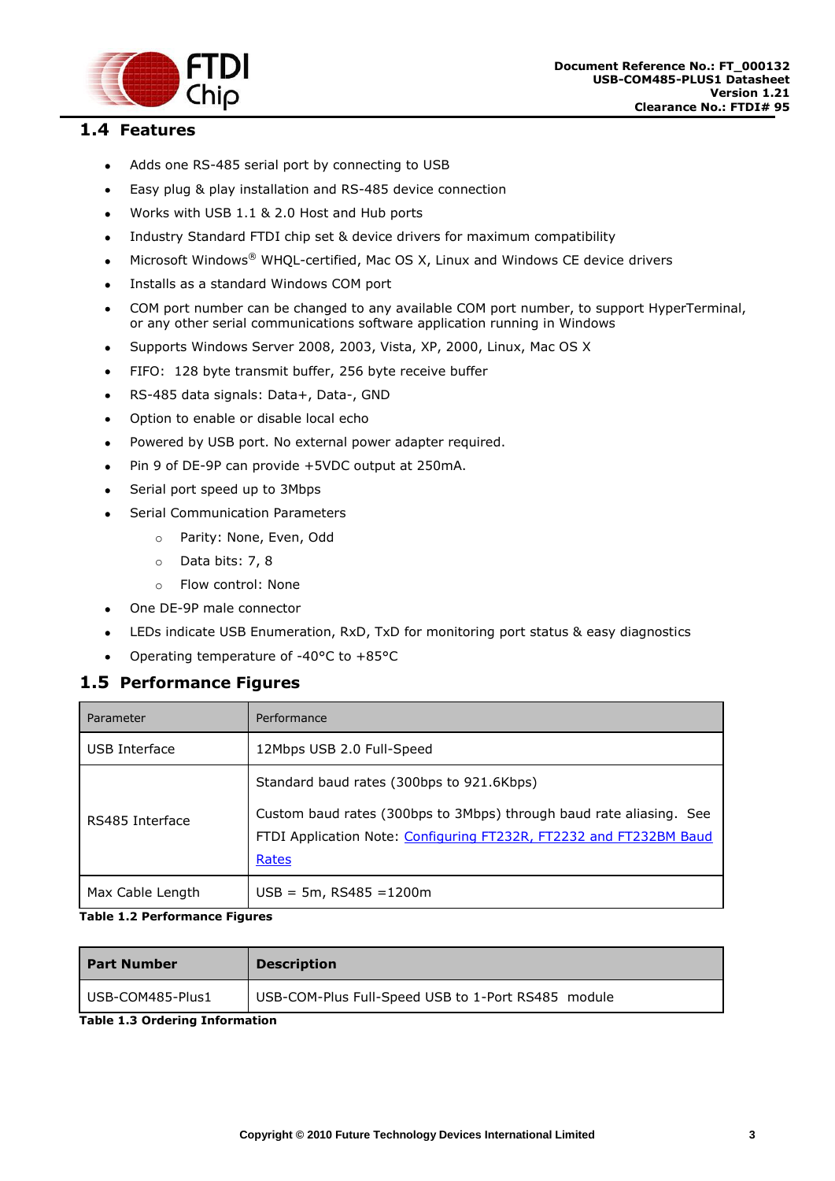## 1.4 Features

- Adds one RS-485 serial port by connecting to USB
- Easy plug & play installation and RS-485 device connection
- Works with USB 1.1 & 2.0 Host and Hub ports
- Industry Standard FTDI chip set & device drivers for maximum compatibility
- Microsoft Windows® WHQL-certified, Mac OS X, Linux and Windows CE device drivers
- Installs as a standard Windows COM port
- COM port number can be changed to any available COM port number, to support HyperTerminal, or any other serial communications software application running in Windows
- Supports Windows Server 2008, 2003, Vista, XP, 2000, Linux, Mac OS X
- FIFO: 128 byte transmit buffer, 256 byte receive buffer
- RS-485 data signals: Data+, Data-, GND
- Option to enable or disable local echo
- Powered by USB port. No external power adapter required.
- Pin 9 of DE-9P can provide +5VDC output at 250mA.
- Serial port speed up to 3Mbps
- Serial Communication Parameters
    - Parity: None, Even, Odd
    - Data bits: 7, 8
    - Flow control: None
- One DE-9P male connector
- LEDs indicate USB Enumeration, RxD, TxD for monitoring port status & easy diagnostics
- Operating temperature of -40°C to +85°C

## 1.5 Performance Figures

| Parameter | Performance |
|---|---|
| USB Interface | 12Mbps USB 2.0 Full-Speed |
| RS485 Interface | Standard baud rates (300bps to 921.6Kbps)<br><br>Custom baud rates (300bps to 3Mbps) through baud rate aliasing. See FTDI Application Note: Configuring FT232R, FT2232 and FT232BM Baud Rates |
| Max Cable Length | USB = 5m, RS485 =1200m |

**Table 1.2 Performance Figures**

| Part Number | Description |
|---|---|
| USB-COM485-Plus1 | USB-COM-Plus Full-Speed USB to 1-Port RS485 module |

**Table 1.3 Ordering Information**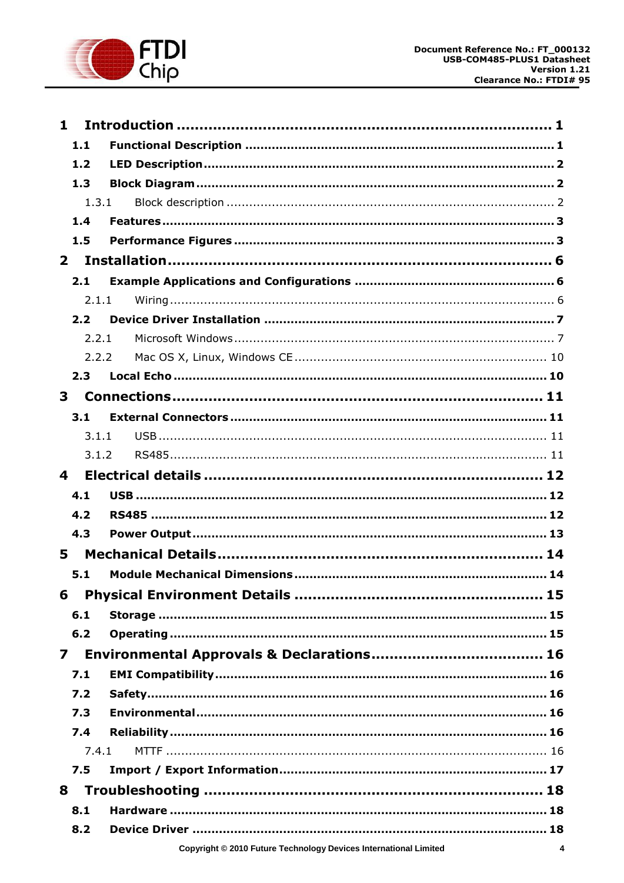**1 Introduction ........................................................................ 1**

**1.1 Functional Description ........................................................................ 1**

**1.2 LED Description ........................................................................ 2**

**1.3 Block Diagram ........................................................................ 2**

1.3.1 Block description ........................................................................ 2

**1.4 Features ........................................................................ 3**

**1.5 Performance Figures ........................................................................ 3**

**2 Installation ........................................................................ 6**

**2.1 Example Applications and Configurations ........................................................................ 6**

2.1.1 Wiring ........................................................................ 6

**2.2 Device Driver Installation ........................................................................ 7**

2.2.1 Microsoft Windows ........................................................................ 7

2.2.2 Mac OS X, Linux, Windows CE ........................................................................ 10

**2.3 Local Echo ........................................................................ 10**

**3 Connections ........................................................................ 11**

**3.1 External Connectors ........................................................................ 11**

3.1.1 USB ........................................................................ 11

3.1.2 RS485 ........................................................................ 11

**4 Electrical details ........................................................................ 12**

**4.1 USB ........................................................................ 12**

**4.2 RS485 ........................................................................ 12**

**4.3 Power Output ........................................................................ 13**

**5 Mechanical Details ........................................................................ 14**

**5.1 Module Mechanical Dimensions ........................................................................ 14**

**6 Physical Environment Details ........................................................................ 15**

**6.1 Storage ........................................................................ 15**

**6.2 Operating ........................................................................ 15**

**7 Environmental Approvals & Declarations ........................................................................ 16**

**7.1 EMI Compatibility ........................................................................ 16**

**7.2 Safety ........................................................................ 16**

**7.3 Environmental ........................................................................ 16**

**7.4 Reliability ........................................................................ 16**

7.4.1 MTTF ........................................................................ 16

**7.5 Import / Export Information ........................................................................ 17**

**8 Troubleshooting ........................................................................ 18**

**8.1 Hardware ........................................................................ 18**

**8.2 Device Driver ........................................................................ 18**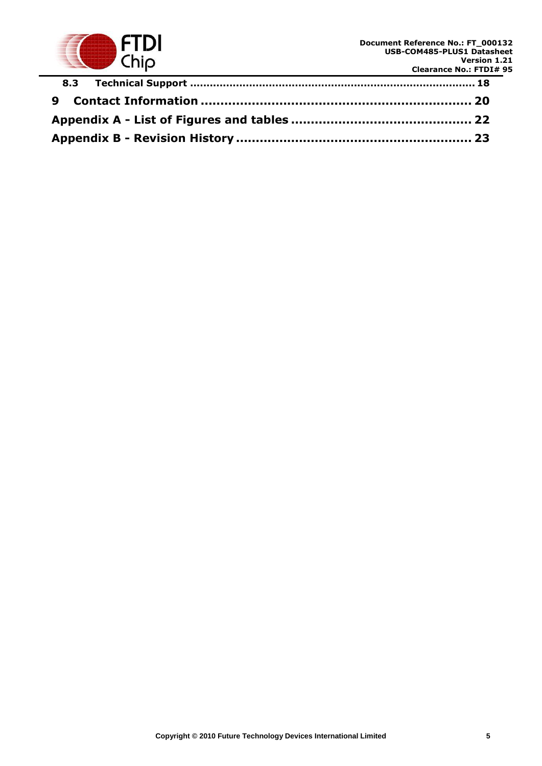**8.3 Technical Support .................................................................................... 18**

**9 Contact Information .................................................................. 20**

**Appendix A - List of Figures and tables ........................................... 22**

**Appendix B - Revision History .......................................................... 23**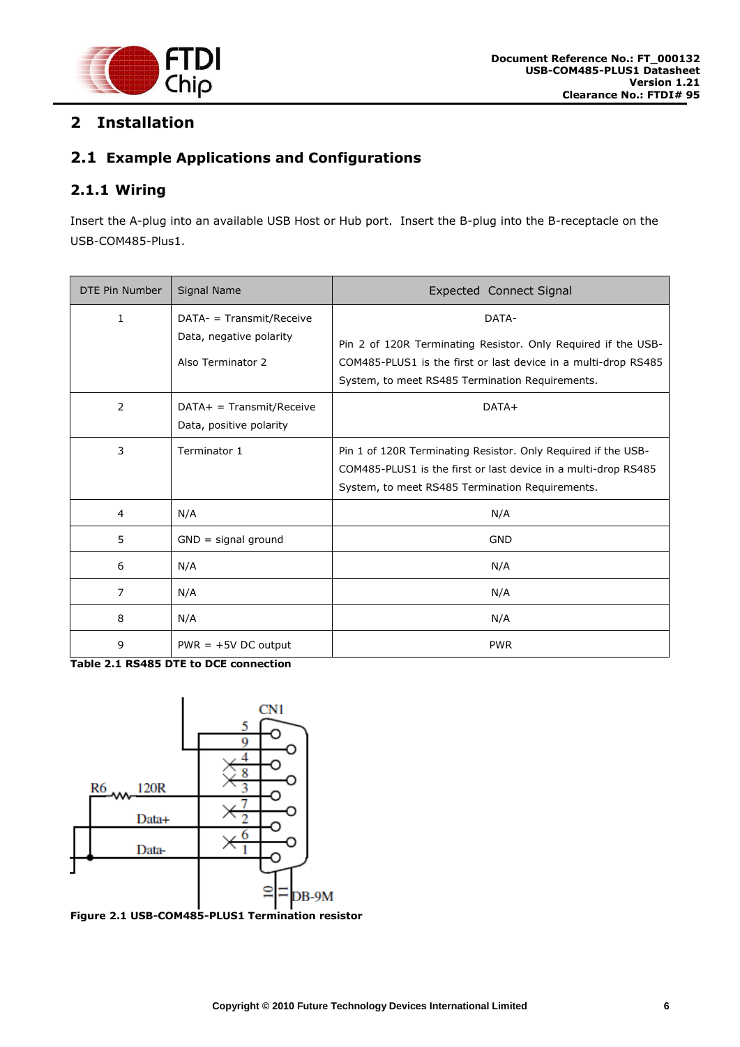# 2 Installation

## 2.1 Example Applications and Configurations

### 2.1.1 Wiring

Insert the A-plug into an available USB Host or Hub port. Insert the B-plug into the B-receptacle on the USB-COM485-Plus1.

| DTE Pin Number | Signal Name | Expected Connect Signal |
|---|---|---|
| 1 | DATA- = Transmit/Receive Data, negative polarity<br><br>Also Terminator 2 | DATA-<br><br>Pin 2 of 120R Terminating Resistor. Only Required if the USB-COM485-PLUS1 is the first or last device in a multi-drop RS485 System, to meet RS485 Termination Requirements. |
| 2 | DATA+ = Transmit/Receive Data, positive polarity | DATA+ |
| 3 | Terminator 1 | Pin 1 of 120R Terminating Resistor. Only Required if the USB-COM485-PLUS1 is the first or last device in a multi-drop RS485 System, to meet RS485 Termination Requirements. |
| 4 | N/A | N/A |
| 5 | GND = signal ground | GND |
| 6 | N/A | N/A |
| 7 | N/A | N/A |
| 8 | N/A | N/A |
| 9 | PWR = +5V DC output | PWR |

**Table 2.1 RS485 DTE to DCE connection**

**Figure 2.1 USB-COM485-PLUS1 Termination resistor**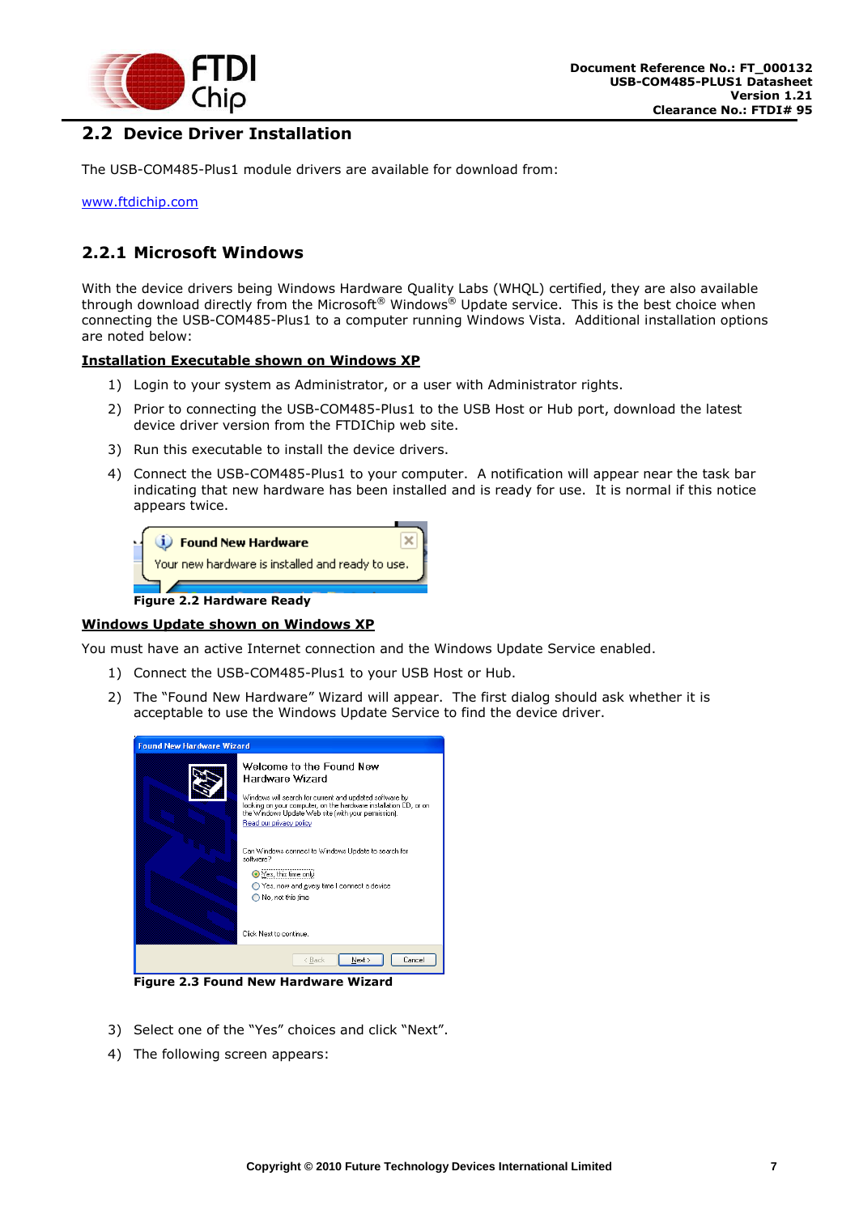## 2.2 Device Driver Installation

The USB-COM485-Plus1 module drivers are available for download from:

www.ftdichip.com

### 2.2.1 Microsoft Windows

With the device drivers being Windows Hardware Quality Labs (WHQL) certified, they are also available through download directly from the Microsoft® Windows® Update service. This is the best choice when connecting the USB-COM485-Plus1 to a computer running Windows Vista. Additional installation options are noted below:

**Installation Executable shown on Windows XP**

1) Login to your system as Administrator, or a user with Administrator rights.
2) Prior to connecting the USB-COM485-Plus1 to the USB Host or Hub port, download the latest device driver version from the FTDIChip web site.
3) Run this executable to install the device drivers.
4) Connect the USB-COM485-Plus1 to your computer. A notification will appear near the task bar indicating that new hardware has been installed and is ready for use. It is normal if this notice appears twice.

**Figure 2.2 Hardware Ready**

**Windows Update shown on Windows XP**

You must have an active Internet connection and the Windows Update Service enabled.

1) Connect the USB-COM485-Plus1 to your USB Host or Hub.
2) The "Found New Hardware" Wizard will appear. The first dialog should ask whether it is acceptable to use the Windows Update Service to find the device driver.

**Figure 2.3 Found New Hardware Wizard**

3) Select one of the "Yes" choices and click "Next".
4) The following screen appears: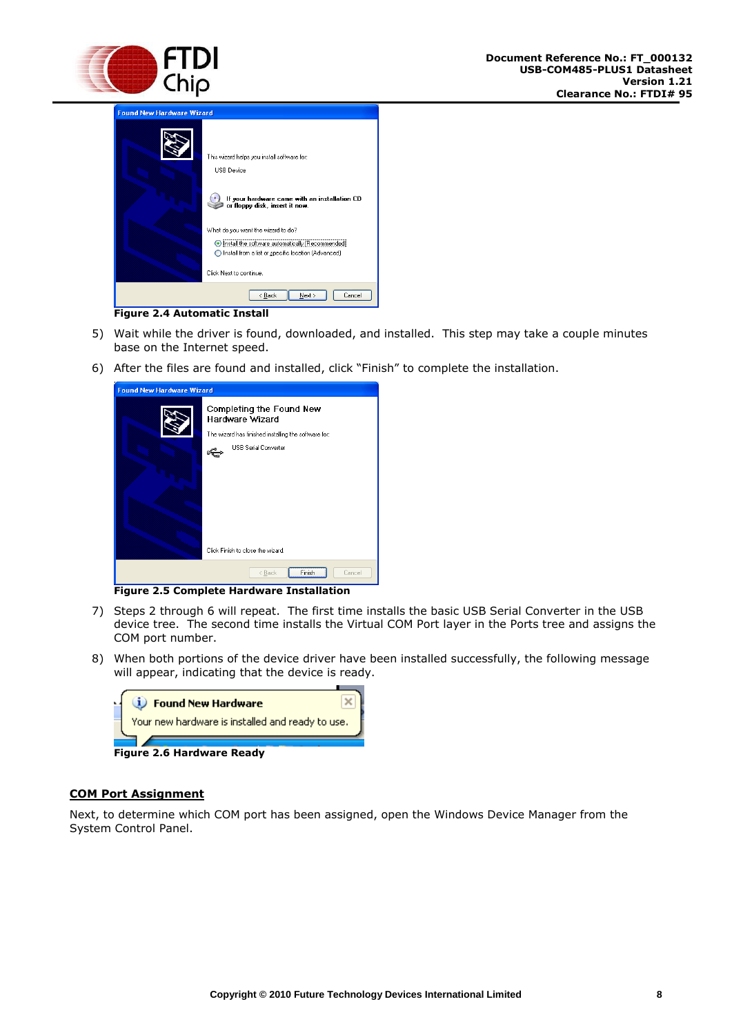**Figure 2.4 Automatic Install**

5) Wait while the driver is found, downloaded, and installed. This step may take a couple minutes base on the Internet speed.
6) After the files are found and installed, click “Finish” to complete the installation.

**Figure 2.5 Complete Hardware Installation**

7) Steps 2 through 6 will repeat. The first time installs the basic USB Serial Converter in the USB device tree. The second time installs the Virtual COM Port layer in the Ports tree and assigns the COM port number.
8) When both portions of the device driver have been installed successfully, the following message will appear, indicating that the device is ready.

**Figure 2.6 Hardware Ready**

**COM Port Assignment**

Next, to determine which COM port has been assigned, open the Windows Device Manager from the System Control Panel.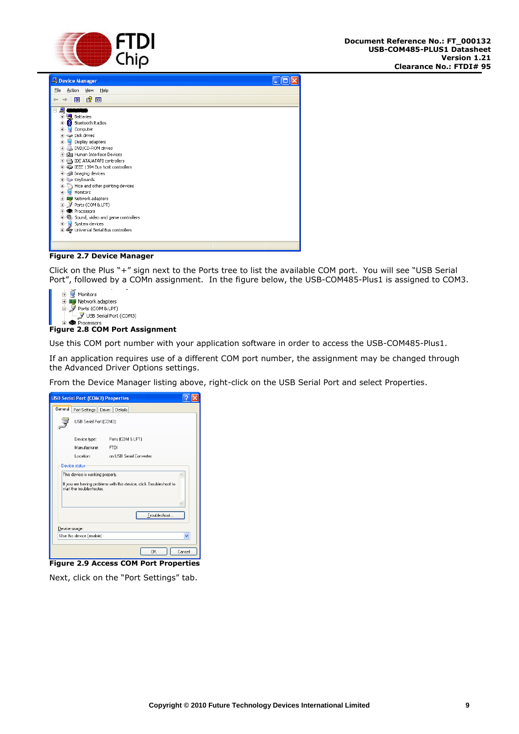**Figure 2.7 Device Manager**

Click on the Plus "+" sign next to the Ports tree to list the available COM port. You will see "USB Serial Port", followed by a COMn assignment. In the figure below, the USB-COM485-Plus1 is assigned to COM3.

**Figure 2.8 COM Port Assignment**

Use this COM port number with your application software in order to access the USB-COM485-Plus1.

If an application requires use of a different COM port number, the assignment may be changed through the Advanced Driver Options settings.

From the Device Manager listing above, right-click on the USB Serial Port and select Properties.

**Figure 2.9 Access COM Port Properties**

Next, click on the "Port Settings" tab.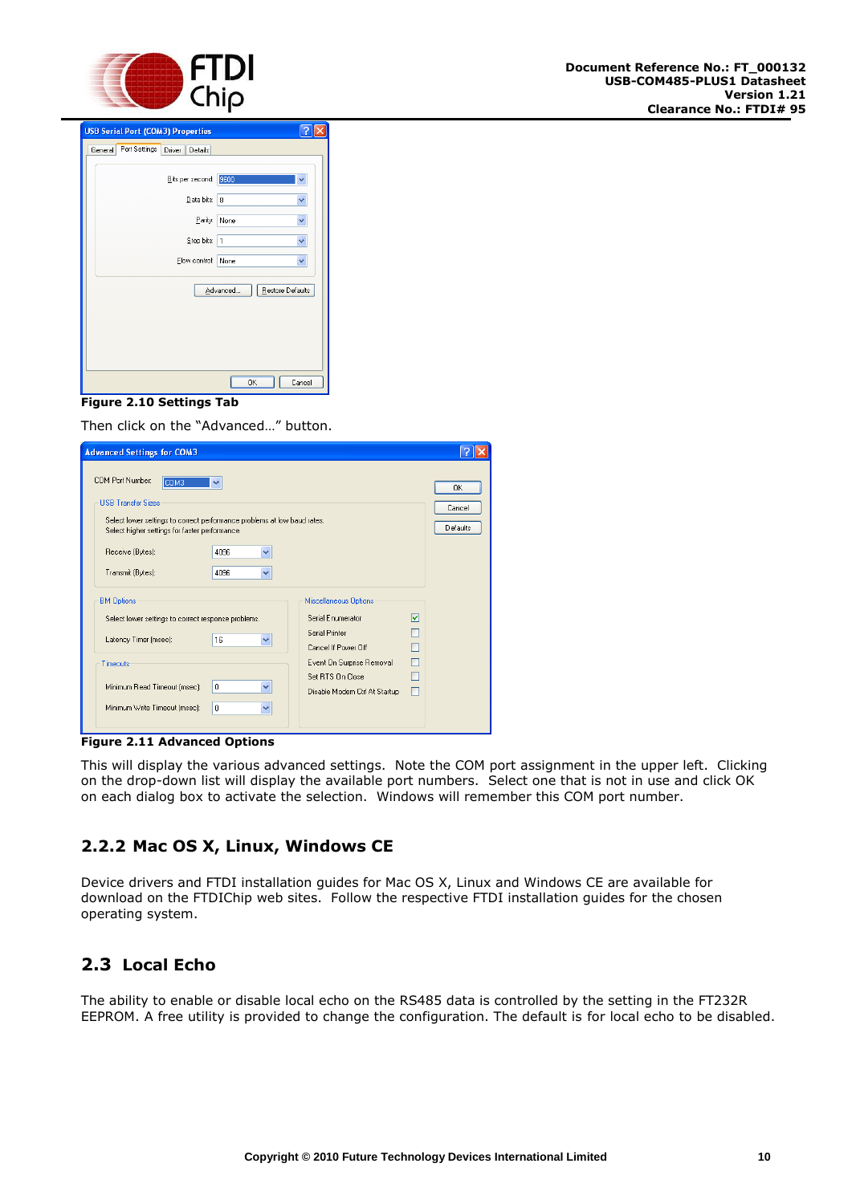**Figure 2.10 Settings Tab**

Then click on the "Advanced…" button.

**Figure 2.11 Advanced Options**

This will display the various advanced settings. Note the COM port assignment in the upper left. Clicking on the drop-down list will display the available port numbers. Select one that is not in use and click OK on each dialog box to activate the selection. Windows will remember this COM port number.

### 2.2.2 Mac OS X, Linux, Windows CE

Device drivers and FTDI installation guides for Mac OS X, Linux and Windows CE are available for download on the FTDIChip web sites. Follow the respective FTDI installation guides for the chosen operating system.

## 2.3 Local Echo

The ability to enable or disable local echo on the RS485 data is controlled by the setting in the FT232R EEPROM. A free utility is provided to change the configuration. The default is for local echo to be disabled.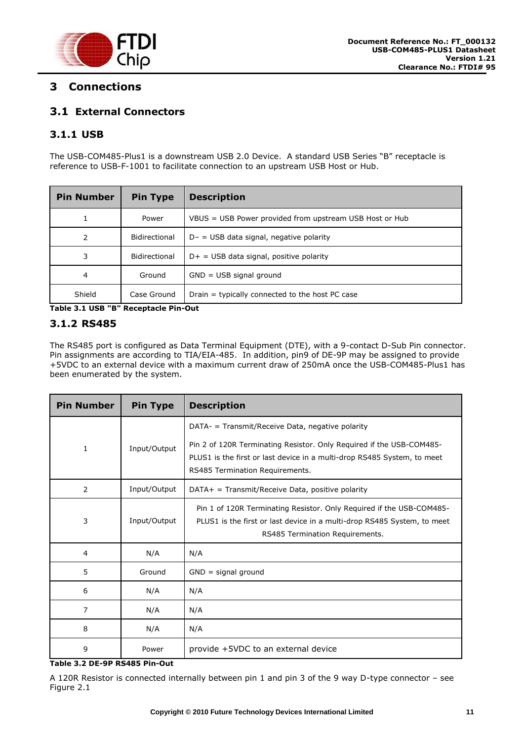# 3 Connections

## 3.1 External Connectors

### 3.1.1 USB

The USB-COM485-Plus1 is a downstream USB 2.0 Device. A standard USB Series "B" receptacle is reference to USB-F-1001 to facilitate connection to an upstream USB Host or Hub.

| Pin Number | Pin Type | Description |
|---|---|---|
| 1 | Power | VBUS = USB Power provided from upstream USB Host or Hub |
| 2 | Bidirectional | D− = USB data signal, negative polarity |
| 3 | Bidirectional | D+ = USB data signal, positive polarity |
| 4 | Ground | GND = USB signal ground |
| Shield | Case Ground | Drain = typically connected to the host PC case |

**Table 3.1 USB "B" Receptacle Pin-Out**

### 3.1.2 RS485

The RS485 port is configured as Data Terminal Equipment (DTE), with a 9-contact D-Sub Pin connector. Pin assignments are according to TIA/EIA-485. In addition, pin9 of DE-9P may be assigned to provide +5VDC to an external device with a maximum current draw of 250mA once the USB-COM485-Plus1 has been enumerated by the system.

| Pin Number | Pin Type | Description |
|---|---|---|
| 1 | Input/Output | DATA- = Transmit/Receive Data, negative polarity<br><br>Pin 2 of 120R Terminating Resistor. Only Required if the USB-COM485-PLUS1 is the first or last device in a multi-drop RS485 System, to meet RS485 Termination Requirements. |
| 2 | Input/Output | DATA+ = Transmit/Receive Data, positive polarity |
| 3 | Input/Output | Pin 1 of 120R Terminating Resistor. Only Required if the USB-COM485-PLUS1 is the first or last device in a multi-drop RS485 System, to meet RS485 Termination Requirements. |
| 4 | N/A | N/A |
| 5 | Ground | GND = signal ground |
| 6 | N/A | N/A |
| 7 | N/A | N/A |
| 8 | N/A | N/A |
| 9 | Power | provide +5VDC to an external device |

**Table 3.2 DE-9P RS485 Pin-Out**

A 120R Resistor is connected internally between pin 1 and pin 3 of the 9 way D-type connector – see Figure 2.1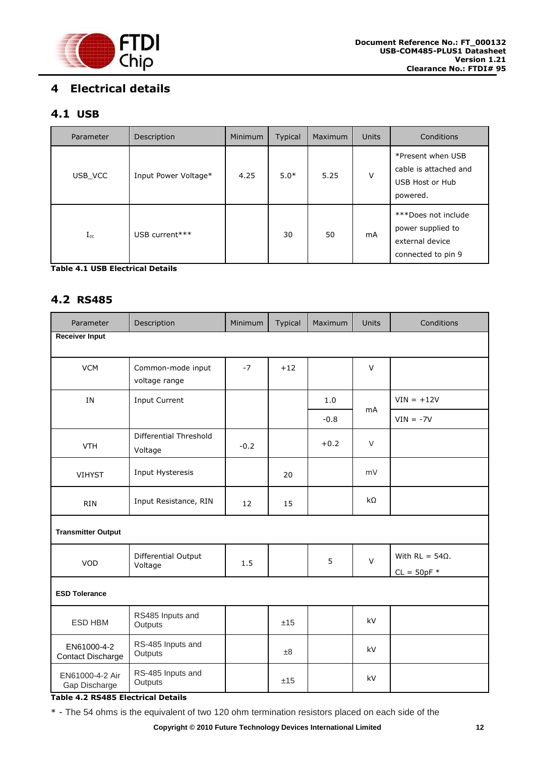# 4 Electrical details

## 4.1 USB

| Parameter | Description | Minimum | Typical | Maximum | Units | Conditions |
|---|---|---|---|---|---|---|
| USB_VCC | Input Power Voltage* | 4.25 | 5.0* | 5.25 | V | *Present when USB cable is attached and USB Host or Hub powered. |
| $I_{cc}$ | USB current*** | | 30 | 50 | mA | ***Does not include power supplied to external device connected to pin 9 |

**Table 4.1 USB Electrical Details**

## 4.2 RS485

| Parameter | Description | Minimum | Typical | Maximum | Units | Conditions |
|---|---|---|---|---|---|---|
| **Receiver Input** | | | | | | |
| VCM | Common-mode input voltage range | -7 | +12 | | V | |
| IN | Input Current | | | 1.0 | mA | VIN = +12V |
| | | | | -0.8 | mA | VIN = -7V |
| VTH | Differential Threshold Voltage | -0.2 | | +0.2 | V | |
| VIHYST | Input Hysteresis | | 20 | | mV | |
| RIN | Input Resistance, RIN | 12 | 15 | | kΩ | |
| **Transmitter Output** | | | | | | |
| VOD | Differential Output Voltage | 1.5 | | 5 | V | With RL = 54Ω. CL = 50pF * |
| **ESD Tolerance** | | | | | | |
| ESD HBM | RS485 Inputs and Outputs | | ±15 | | kV | |
| EN61000-4-2 Contact Discharge | RS-485 Inputs and Outputs | | ±8 | | kV | |
| EN61000-4-2 Air Gap Discharge | RS-485 Inputs and Outputs | | ±15 | | kV | |

**Table 4.2 RS485 Electrical Details**

* - The 54 ohms is the equivalent of two 120 ohm termination resistors placed on each side of the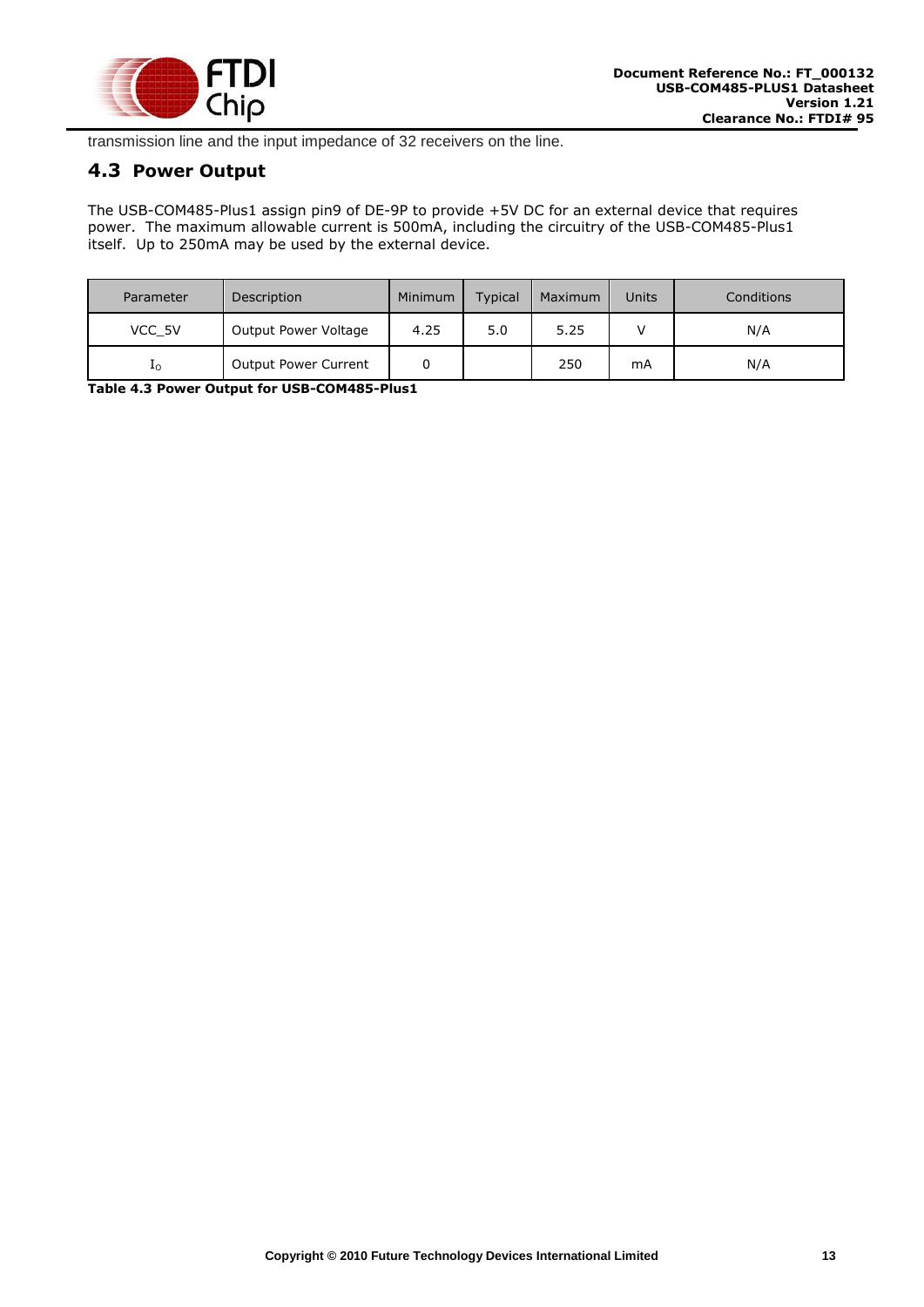transmission line and the input impedance of 32 receivers on the line.

## 4.3 Power Output

The USB-COM485-Plus1 assign pin9 of DE-9P to provide +5V DC for an external device that requires power. The maximum allowable current is 500mA, including the circuitry of the USB-COM485-Plus1 itself. Up to 250mA may be used by the external device.

| Parameter | Description | Minimum | Typical | Maximum | Units | Conditions |
|---|---|---|---|---|---|---|
| VCC_5V | Output Power Voltage | 4.25 | 5.0 | 5.25 | V | N/A |
| $I_O$ | Output Power Current | 0 | | 250 | mA | N/A |

**Table 4.3 Power Output for USB-COM485-Plus1**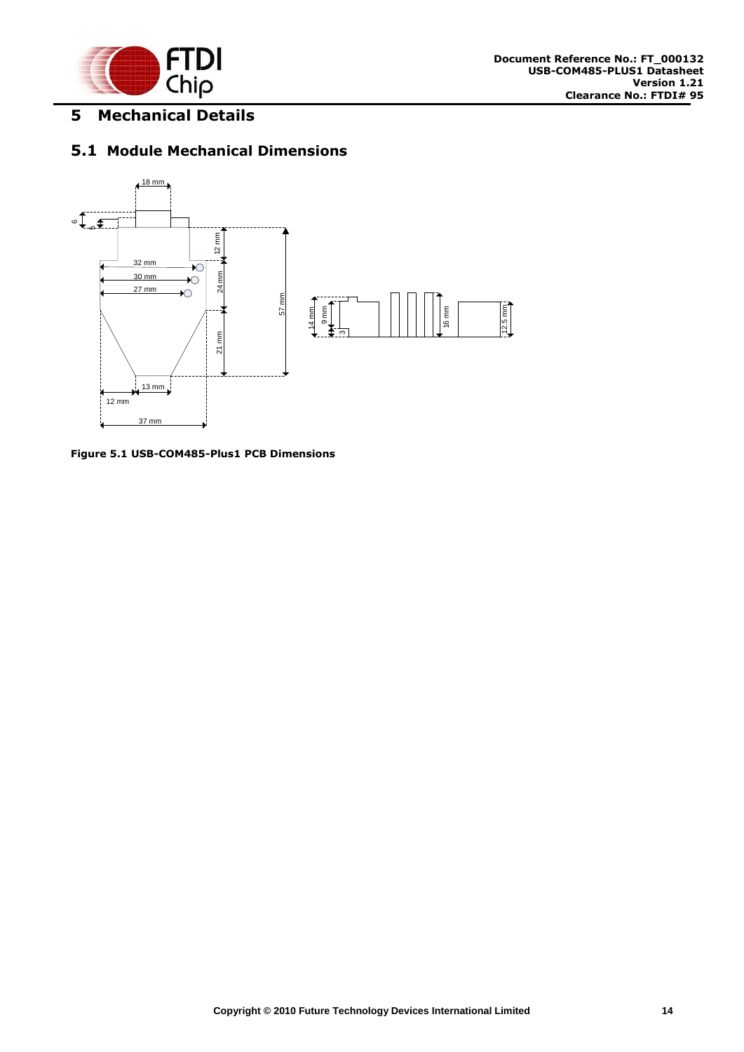# 5 Mechanical Details

## 5.1 Module Mechanical Dimensions

Figure 5.1 USB-COM485-Plus1 PCB Dimensions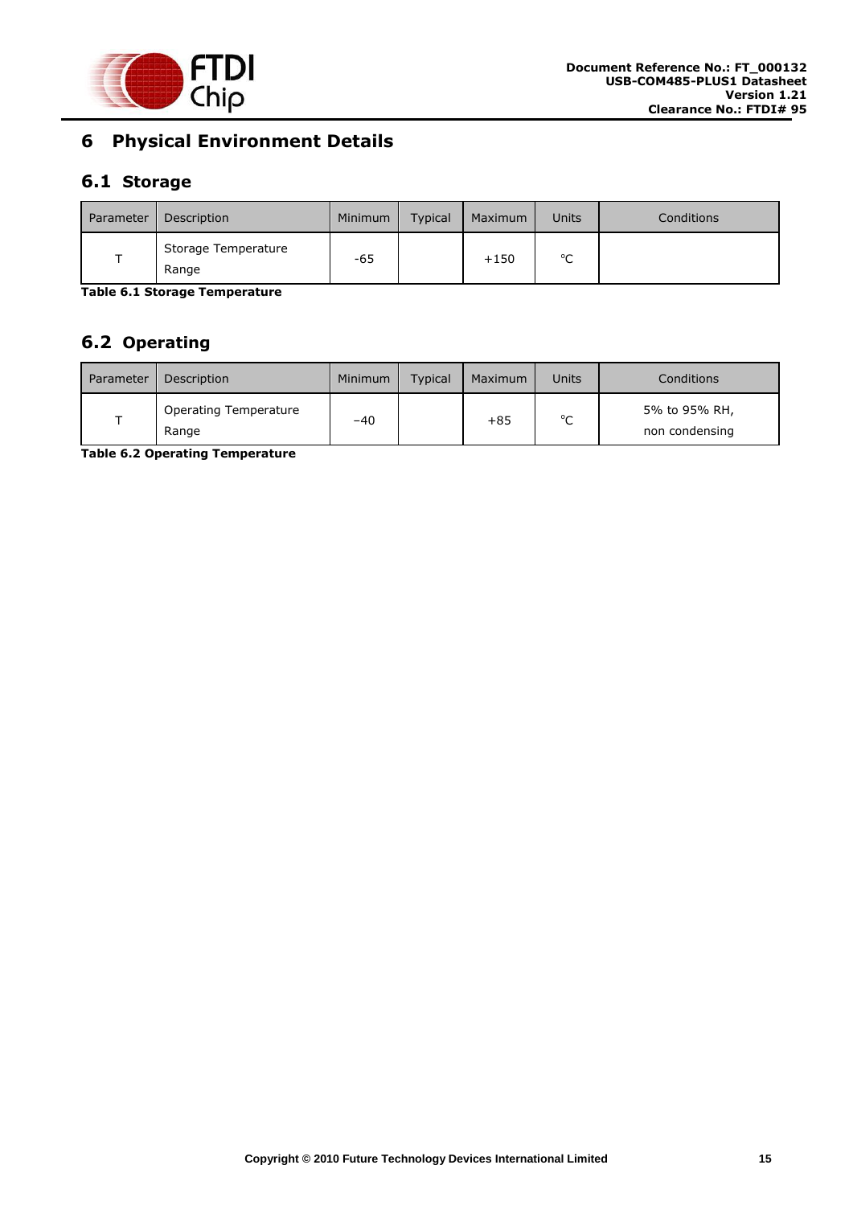# 6 Physical Environment Details

## 6.1 Storage

| Parameter | Description | Minimum | Typical | Maximum | Units | Conditions |
|---|---|---|---|---|---|---|
| T | Storage Temperature Range | -65 | | +150 | °C | |

**Table 6.1 Storage Temperature**

## 6.2 Operating

| Parameter | Description | Minimum | Typical | Maximum | Units | Conditions |
|---|---|---|---|---|---|---|
| T | Operating Temperature Range | −40 | | +85 | °C | 5% to 95% RH, non condensing |

**Table 6.2 Operating Temperature**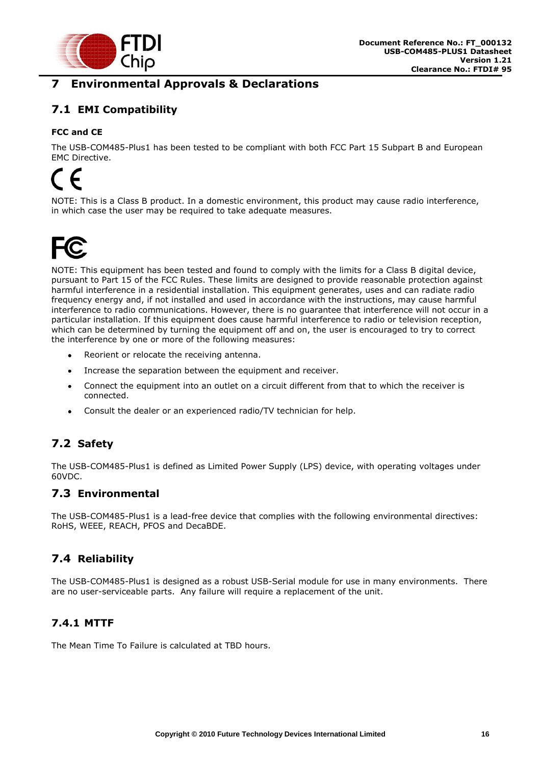# 7 Environmental Approvals & Declarations

## 7.1 EMI Compatibility

**FCC and CE**

The USB-COM485-Plus1 has been tested to be compliant with both FCC Part 15 Subpart B and European EMC Directive.

NOTE: This is a Class B product. In a domestic environment, this product may cause radio interference, in which case the user may be required to take adequate measures.

NOTE: This equipment has been tested and found to comply with the limits for a Class B digital device, pursuant to Part 15 of the FCC Rules. These limits are designed to provide reasonable protection against harmful interference in a residential installation. This equipment generates, uses and can radiate radio frequency energy and, if not installed and used in accordance with the instructions, may cause harmful interference to radio communications. However, there is no guarantee that interference will not occur in a particular installation. If this equipment does cause harmful interference to radio or television reception, which can be determined by turning the equipment off and on, the user is encouraged to try to correct the interference by one or more of the following measures:

- Reorient or relocate the receiving antenna.
- Increase the separation between the equipment and receiver.
- Connect the equipment into an outlet on a circuit different from that to which the receiver is connected.
- Consult the dealer or an experienced radio/TV technician for help.

## 7.2 Safety

The USB-COM485-Plus1 is defined as Limited Power Supply (LPS) device, with operating voltages under 60VDC.

## 7.3 Environmental

The USB-COM485-Plus1 is a lead-free device that complies with the following environmental directives: RoHS, WEEE, REACH, PFOS and DecaBDE.

## 7.4 Reliability

The USB-COM485-Plus1 is designed as a robust USB-Serial module for use in many environments. There are no user-serviceable parts. Any failure will require a replacement of the unit.

### 7.4.1 MTTF

The Mean Time To Failure is calculated at TBD hours.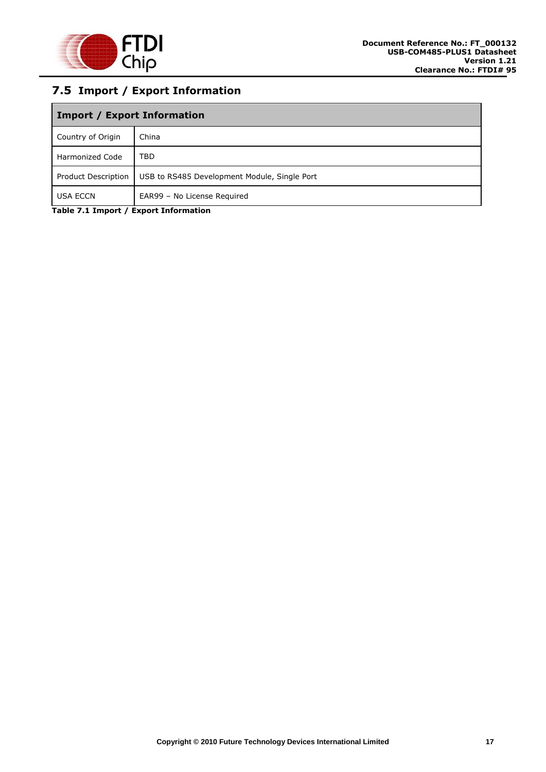## 7.5 Import / Export Information

| Import / Export Information | |
|---|---|
| Country of Origin | China |
| Harmonized Code | TBD |
| Product Description | USB to RS485 Development Module, Single Port |
| USA ECCN | EAR99 – No License Required |

**Table 7.1 Import / Export Information**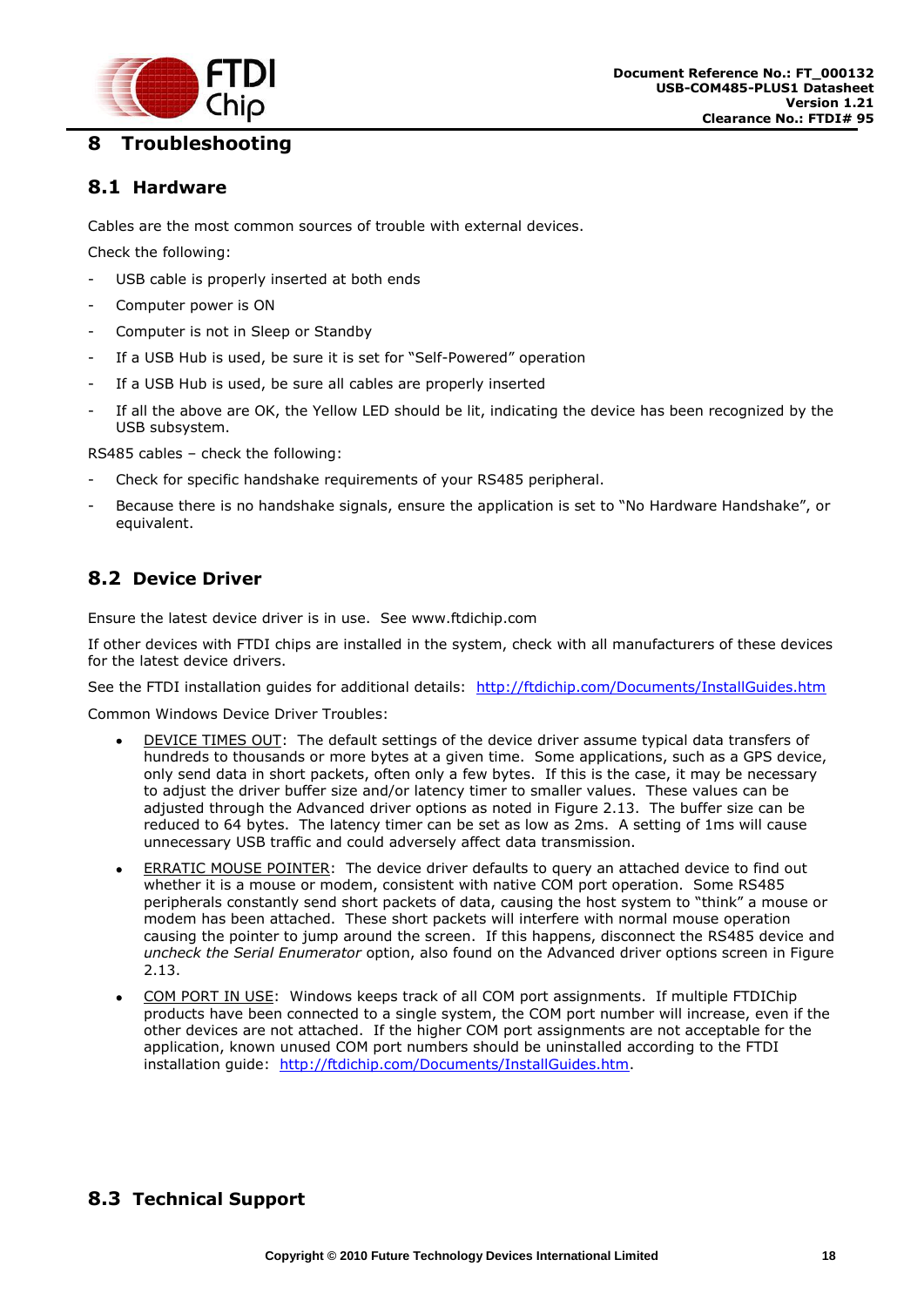# 8 Troubleshooting

## 8.1 Hardware

Cables are the most common sources of trouble with external devices.

Check the following:

- USB cable is properly inserted at both ends
- Computer power is ON
- Computer is not in Sleep or Standby
- If a USB Hub is used, be sure it is set for "Self-Powered" operation
- If a USB Hub is used, be sure all cables are properly inserted
- If all the above are OK, the Yellow LED should be lit, indicating the device has been recognized by the USB subsystem.

RS485 cables – check the following:

- Check for specific handshake requirements of your RS485 peripheral.
- Because there is no handshake signals, ensure the application is set to "No Hardware Handshake", or equivalent.

## 8.2 Device Driver

Ensure the latest device driver is in use. See www.ftdichip.com

If other devices with FTDI chips are installed in the system, check with all manufacturers of these devices for the latest device drivers.

See the FTDI installation guides for additional details: http://ftdichip.com/Documents/InstallGuides.htm

Common Windows Device Driver Troubles:

- DEVICE TIMES OUT: The default settings of the device driver assume typical data transfers of hundreds to thousands or more bytes at a given time. Some applications, such as a GPS device, only send data in short packets, often only a few bytes. If this is the case, it may be necessary to adjust the driver buffer size and/or latency timer to smaller values. These values can be adjusted through the Advanced driver options as noted in Figure 2.13. The buffer size can be reduced to 64 bytes. The latency timer can be set as low as 2ms. A setting of 1ms will cause unnecessary USB traffic and could adversely affect data transmission.
- ERRATIC MOUSE POINTER: The device driver defaults to query an attached device to find out whether it is a mouse or modem, consistent with native COM port operation. Some RS485 peripherals constantly send short packets of data, causing the host system to "think" a mouse or modem has been attached. These short packets will interfere with normal mouse operation causing the pointer to jump around the screen. If this happens, disconnect the RS485 device and *uncheck the Serial Enumerator* option, also found on the Advanced driver options screen in Figure 2.13.
- COM PORT IN USE: Windows keeps track of all COM port assignments. If multiple FTDIChip products have been connected to a single system, the COM port number will increase, even if the other devices are not attached. If the higher COM port assignments are not acceptable for the application, known unused COM port numbers should be uninstalled according to the FTDI installation guide: http://ftdichip.com/Documents/InstallGuides.htm.

## 8.3 Technical Support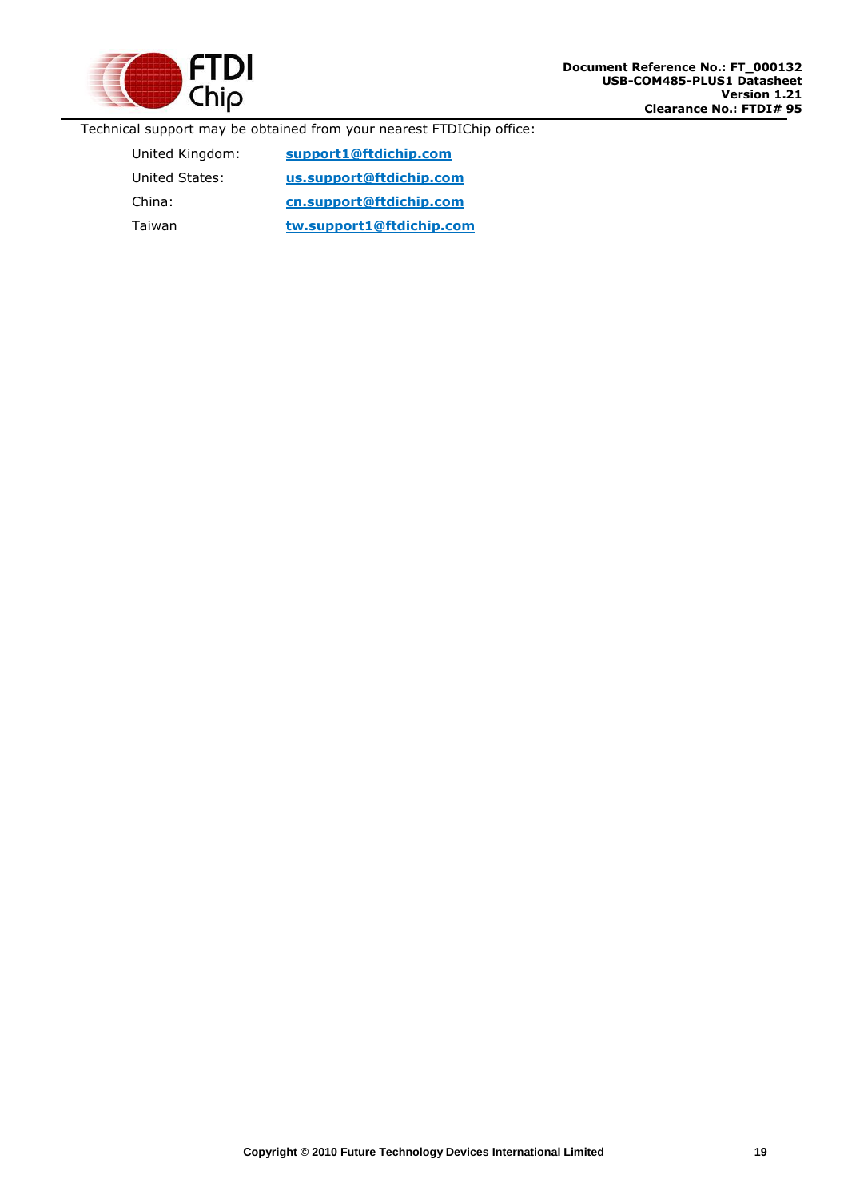Technical support may be obtained from your nearest FTDIChip office:

| | |
|---|---|
| United Kingdom: | **support1@ftdichip.com** |
| United States: | **us.support@ftdichip.com** |
| China: | **cn.support@ftdichip.com** |
| Taiwan | **tw.support1@ftdichip.com** |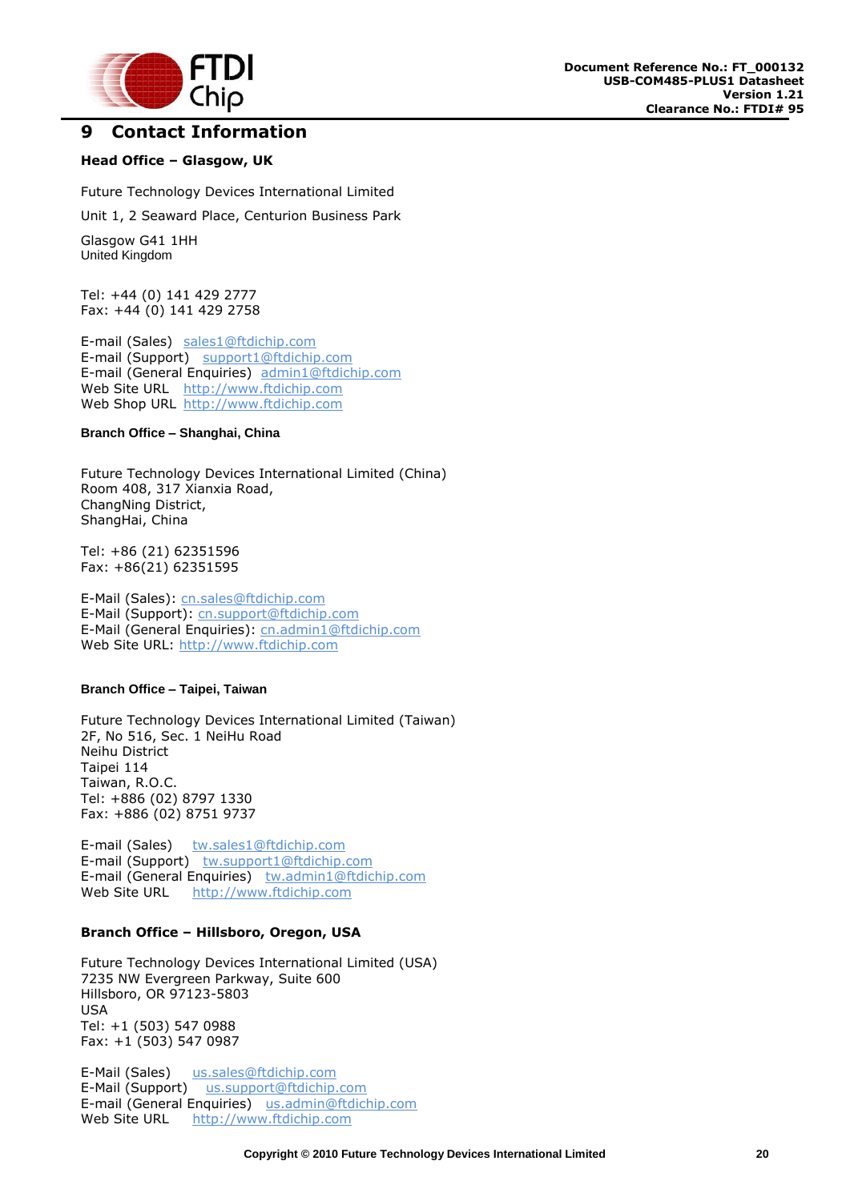# 9 Contact Information

**Head Office – Glasgow, UK**

Future Technology Devices International Limited

Unit 1, 2 Seaward Place, Centurion Business Park

Glasgow G41 1HH
United Kingdom

Tel: +44 (0) 141 429 2777
Fax: +44 (0) 141 429 2758

E-mail (Sales) sales1@ftdichip.com
E-mail (Support) support1@ftdichip.com
E-mail (General Enquiries) admin1@ftdichip.com
Web Site URL http://www.ftdichip.com
Web Shop URL http://www.ftdichip.com

**Branch Office – Shanghai, China**

Future Technology Devices International Limited (China)
Room 408, 317 Xianxia Road,
ChangNing District,
ShangHai, China

Tel: +86 (21) 62351596
Fax: +86(21) 62351595

E-Mail (Sales): cn.sales@ftdichip.com
E-Mail (Support): cn.support@ftdichip.com
E-Mail (General Enquiries): cn.admin1@ftdichip.com
Web Site URL: http://www.ftdichip.com

**Branch Office – Taipei, Taiwan**

Future Technology Devices International Limited (Taiwan)
2F, No 516, Sec. 1 NeiHu Road
Neihu District
Taipei 114
Taiwan, R.O.C.
Tel: +886 (02) 8797 1330
Fax: +886 (02) 8751 9737

E-mail (Sales) tw.sales1@ftdichip.com
E-mail (Support) tw.support1@ftdichip.com
E-mail (General Enquiries) tw.admin1@ftdichip.com
Web Site URL http://www.ftdichip.com

**Branch Office – Hillsboro, Oregon, USA**

Future Technology Devices International Limited (USA)
7235 NW Evergreen Parkway, Suite 600
Hillsboro, OR 97123-5803
USA
Tel: +1 (503) 547 0988
Fax: +1 (503) 547 0987

E-Mail (Sales) us.sales@ftdichip.com
E-Mail (Support) us.support@ftdichip.com
E-mail (General Enquiries) us.admin@ftdichip.com
Web Site URL http://www.ftdichip.com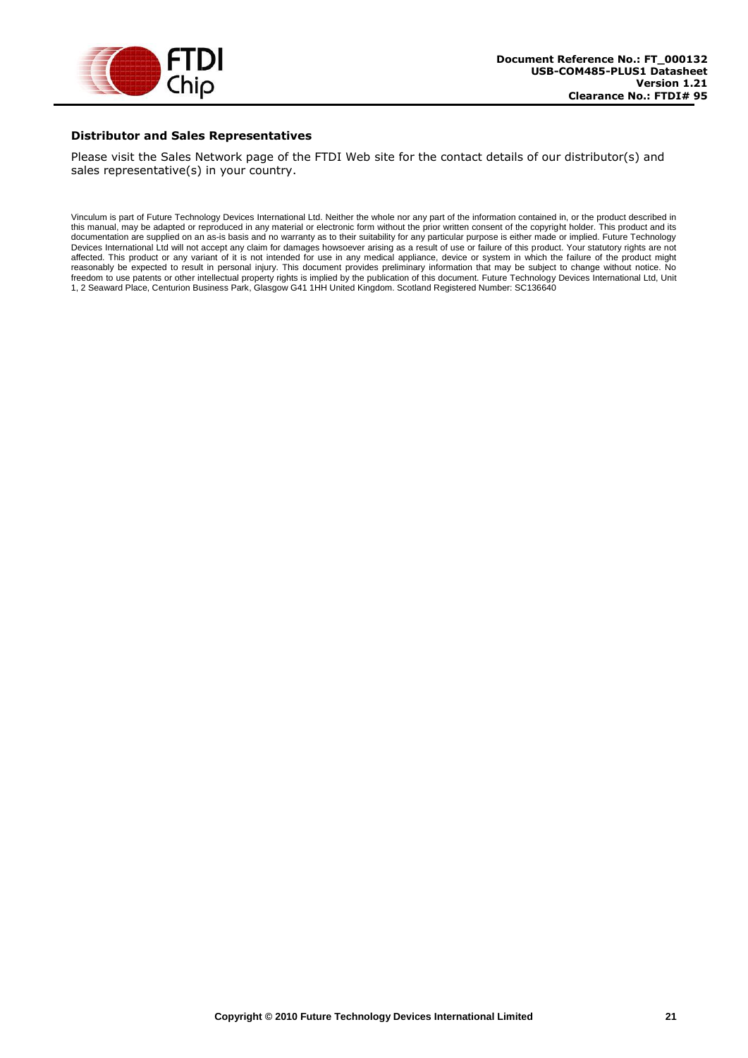### Distributor and Sales Representatives

Please visit the Sales Network page of the FTDI Web site for the contact details of our distributor(s) and sales representative(s) in your country.

Vinculum is part of Future Technology Devices International Ltd. Neither the whole nor any part of the information contained in, or the product described in this manual, may be adapted or reproduced in any material or electronic form without the prior written consent of the copyright holder. This product and its documentation are supplied on an as-is basis and no warranty as to their suitability for any particular purpose is either made or implied. Future Technology Devices International Ltd will not accept any claim for damages howsoever arising as a result of use or failure of this product. Your statutory rights are not affected. This product or any variant of it is not intended for use in any medical appliance, device or system in which the failure of the product might reasonably be expected to result in personal injury. This document provides preliminary information that may be subject to change without notice. No freedom to use patents or other intellectual property rights is implied by the publication of this document. Future Technology Devices International Ltd, Unit 1, 2 Seaward Place, Centurion Business Park, Glasgow G41 1HH United Kingdom. Scotland Registered Number: SC136640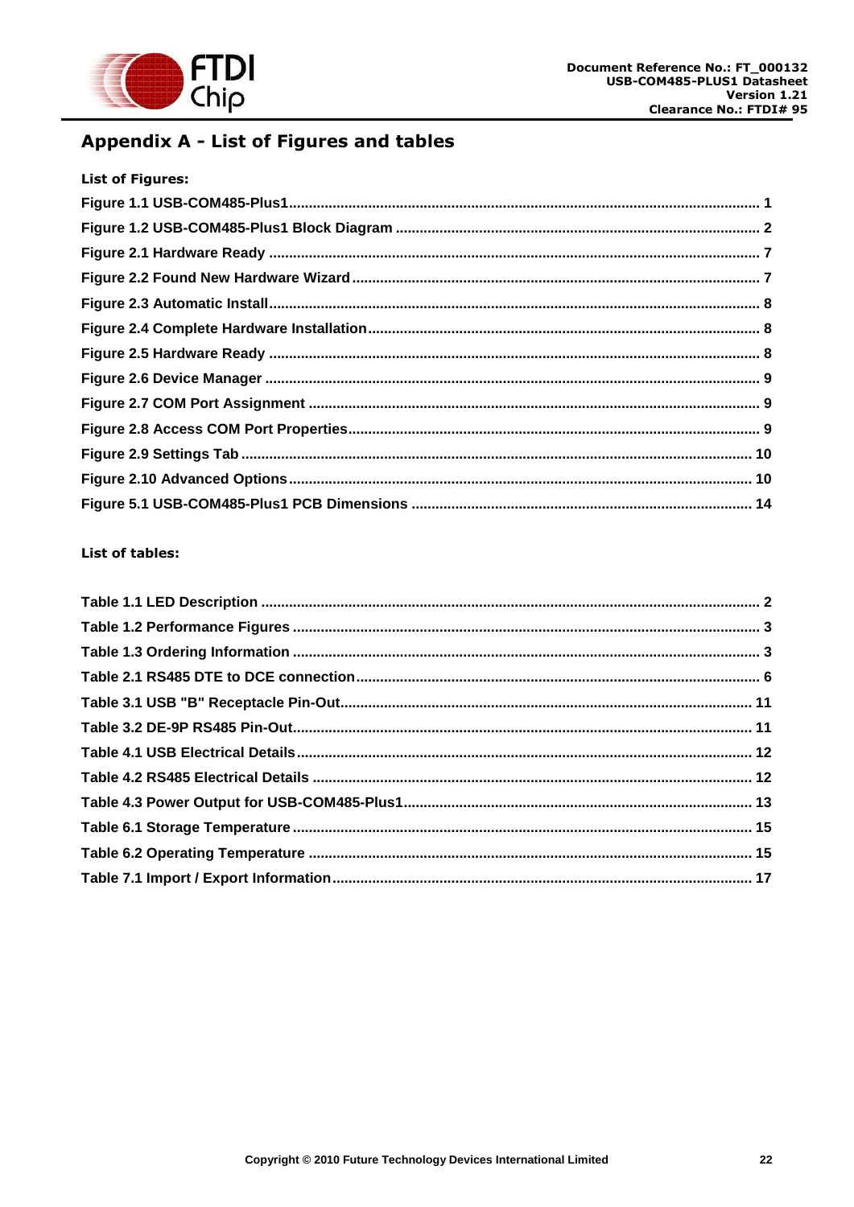# Appendix A - List of Figures and tables

**List of Figures:**

**Figure 1.1 USB-COM485-Plus1 ..................................................................................................... 1**
**Figure 1.2 USB-COM485-Plus1 Block Diagram ........................................................................... 2**
**Figure 2.1 Hardware Ready ......................................................................................................... 7**
**Figure 2.2 Found New Hardware Wizard ..................................................................................... 7**
**Figure 2.3 Automatic Install ......................................................................................................... 8**
**Figure 2.4 Complete Hardware Installation ................................................................................. 8**
**Figure 2.5 Hardware Ready ......................................................................................................... 8**
**Figure 2.6 Device Manager .......................................................................................................... 9**
**Figure 2.7 COM Port Assignment ................................................................................................ 9**
**Figure 2.8 Access COM Port Properties ...................................................................................... 9**
**Figure 2.9 Settings Tab .............................................................................................................. 10**
**Figure 2.10 Advanced Options ................................................................................................... 10**
**Figure 5.1 USB-COM485-Plus1 PCB Dimensions ..................................................................... 14**

**List of tables:**

**Table 1.1 LED Description ........................................................................................................... 2**
**Table 1.2 Performance Figures .................................................................................................... 3**
**Table 1.3 Ordering Information .................................................................................................... 3**
**Table 2.1 RS485 DTE to DCE connection .................................................................................... 6**
**Table 3.1 USB "B" Receptacle Pin-Out ....................................................................................... 11**
**Table 3.2 DE-9P RS485 Pin-Out .................................................................................................. 11**
**Table 4.1 USB Electrical Details ................................................................................................. 12**
**Table 4.2 RS485 Electrical Details ............................................................................................. 12**
**Table 4.3 Power Output for USB-COM485-Plus1 ....................................................................... 13**
**Table 6.1 Storage Temperature .................................................................................................. 15**
**Table 6.2 Operating Temperature .............................................................................................. 15**
**Table 7.1 Import / Export Information ........................................................................................ 17**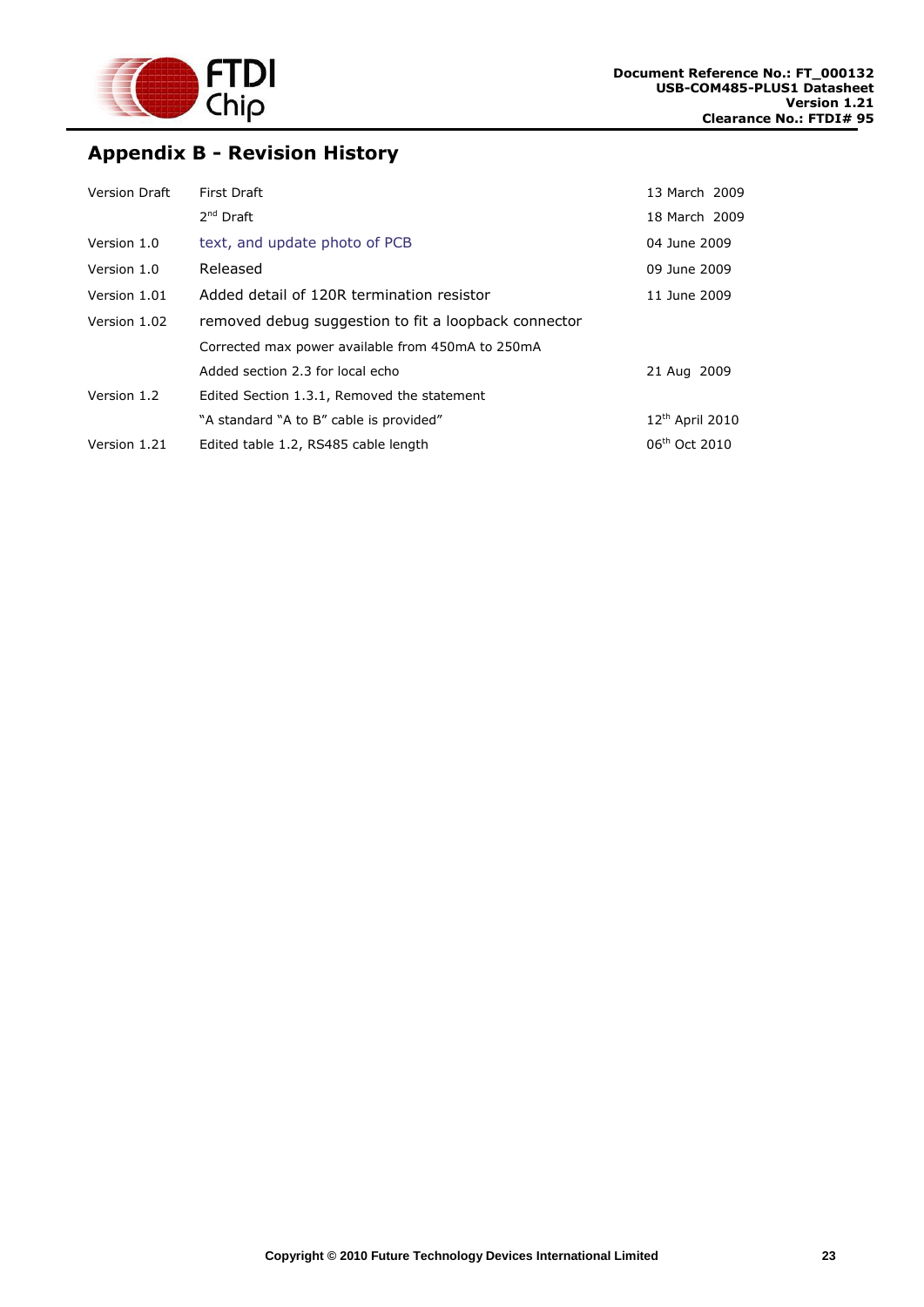## Appendix B - Revision History

| | | |
|---|---|---|
| Version Draft | First Draft | 13 March 2009 |
| | 2nd Draft | 18 March 2009 |
| Version 1.0 | text, and update photo of PCB | 04 June 2009 |
| Version 1.0 | Released | 09 June 2009 |
| Version 1.01 | Added detail of 120R termination resistor | 11 June 2009 |
| Version 1.02 | removed debug suggestion to fit a loopback connector | |
| | Corrected max power available from 450mA to 250mA | |
| | Added section 2.3 for local echo | 21 Aug 2009 |
| Version 1.2 | Edited Section 1.3.1, Removed the statement | |
| | "A standard "A to B" cable is provided" | 12th April 2010 |
| Version 1.21 | Edited table 1.2, RS485 cable length | 06th Oct 2010 |